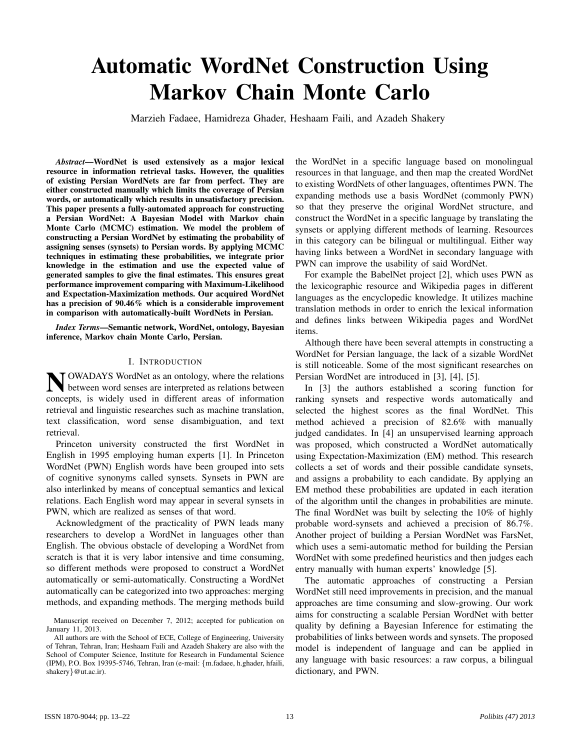// Automatic WordNet Construction Using Markov Chain Monte Carlo

Marzieh Fadaee, Hamidreza Ghader, Heshaam Faili, and Azadeh Shakery

***Abstract*—WordNet is used extensively as a major lexical resource in information retrieval tasks. However, the qualities of existing Persian WordNets are far from perfect. They are either constructed manually which limits the coverage of Persian words, or automatically which results in unsatisfactory precision. This paper presents a fully-automated approach for constructing a Persian WordNet: A Bayesian Model with Markov chain Monte Carlo (MCMC) estimation. We model the problem of constructing a Persian WordNet by estimating the probability of assigning senses (synsets) to Persian words. By applying MCMC techniques in estimating these probabilities, we integrate prior knowledge in the estimation and use the expected value of generated samples to give the final estimates. This ensures great performance improvement comparing with Maximum-Likelihood and Expectation-Maximization methods. Our acquired WordNet has a precision of 90.46% which is a considerable improvement in comparison with automatically-built WordNets in Persian.**

***Index Terms*—Semantic network, WordNet, ontology, Bayesian inference, Markov chain Monte Carlo, Persian.**

## I. Introduction

NOWADAYS WordNet as an ontology, where the relations between word senses are interpreted as relations between concepts, is widely used in different areas of information retrieval and linguistic researches such as machine translation, text classification, word sense disambiguation, and text retrieval.

Princeton university constructed the first WordNet in English in 1995 employing human experts [1]. In Princeton WordNet (PWN) English words have been grouped into sets of cognitive synonyms called synsets. Synsets in PWN are also interlinked by means of conceptual semantics and lexical relations. Each English word may appear in several synsets in PWN, which are realized as senses of that word.

Acknowledgment of the practicality of PWN leads many researchers to develop a WordNet in languages other than English. The obvious obstacle of developing a WordNet from scratch is that it is very labor intensive and time consuming, so different methods were proposed to construct a WordNet automatically or semi-automatically. Constructing a WordNet automatically can be categorized into two approaches: merging methods, and expanding methods. The merging methods build the WordNet in a specific language based on monolingual resources in that language, and then map the created WordNet to existing WordNets of other languages, oftentimes PWN. The expanding methods use a basis WordNet (commonly PWN) so that they preserve the original WordNet structure, and construct the WordNet in a specific language by translating the synsets or applying different methods of learning. Resources in this category can be bilingual or multilingual. Either way having links between a WordNet in secondary language with PWN can improve the usability of said WordNet.

For example the BabelNet project [2], which uses PWN as the lexicographic resource and Wikipedia pages in different languages as the encyclopedic knowledge. It utilizes machine translation methods in order to enrich the lexical information and defines links between Wikipedia pages and WordNet items.

Although there have been several attempts in constructing a WordNet for Persian language, the lack of a sizable WordNet is still noticeable. Some of the most significant researches on Persian WordNet are introduced in [3], [4], [5].

In [3] the authors established a scoring function for ranking synsets and respective words automatically and selected the highest scores as the final WordNet. This method achieved a precision of 82.6% with manually judged candidates. In [4] an unsupervised learning approach was proposed, which constructed a WordNet automatically using Expectation-Maximization (EM) method. This research collects a set of words and their possible candidate synsets, and assigns a probability to each candidate. By applying an EM method these probabilities are updated in each iteration of the algorithm until the changes in probabilities are minute. The final WordNet was built by selecting the 10% of highly probable word-synsets and achieved a precision of 86.7%. Another project of building a Persian WordNet was FarsNet, which uses a semi-automatic method for building the Persian WordNet with some predefined heuristics and then judges each entry manually with human experts' knowledge [5].

The automatic approaches of constructing a Persian WordNet still need improvements in precision, and the manual approaches are time consuming and slow-growing. Our work aims for constructing a scalable Persian WordNet with better quality by defining a Bayesian Inference for estimating the probabilities of links between words and synsets. The proposed model is independent of language and can be applied in any language with basic resources: a raw corpus, a bilingual dictionary, and PWN.

Manuscript received on December 7, 2012; accepted for publication on January 11, 2013.

All authors are with the School of ECE, College of Engineering, University of Tehran, Tehran, Iran; Heshaam Faili and Azadeh Shakery are also with the School of Computer Science, Institute for Research in Fundamental Science (IPM), P.O. Box 19395-5746, Tehran, Iran (e-mail: {m.fadaee, h.ghader, hfaili, shakery}@ut.ac.ir).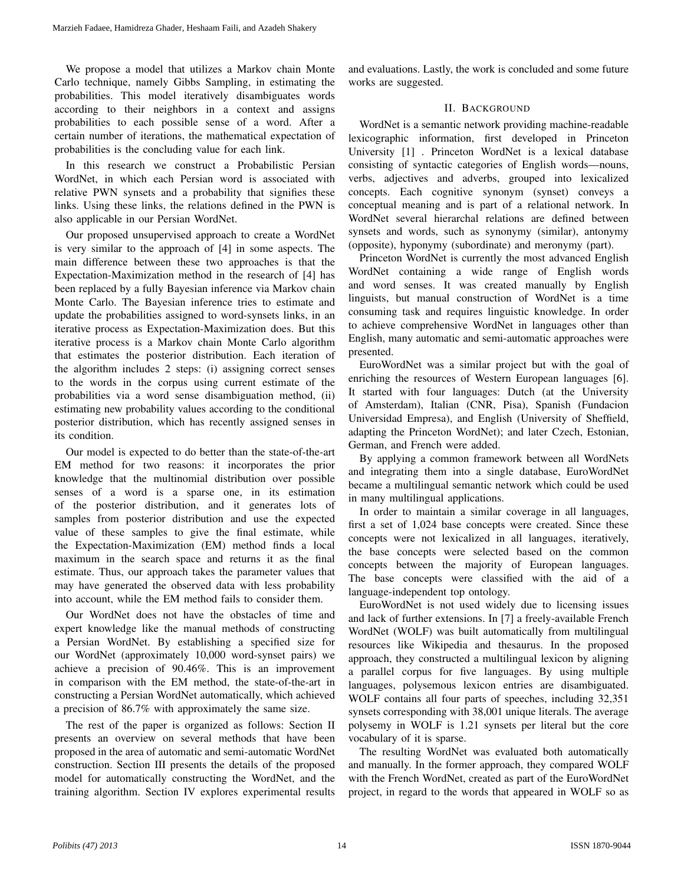We propose a model that utilizes a Markov chain Monte Carlo technique, namely Gibbs Sampling, in estimating the probabilities. This model iteratively disambiguates words according to their neighbors in a context and assigns probabilities to each possible sense of a word. After a certain number of iterations, the mathematical expectation of probabilities is the concluding value for each link.

In this research we construct a Probabilistic Persian WordNet, in which each Persian word is associated with relative PWN synsets and a probability that signifies these links. Using these links, the relations defined in the PWN is also applicable in our Persian WordNet.

Our proposed unsupervised approach to create a WordNet is very similar to the approach of [4] in some aspects. The main difference between these two approaches is that the Expectation-Maximization method in the research of [4] has been replaced by a fully Bayesian inference via Markov chain Monte Carlo. The Bayesian inference tries to estimate and update the probabilities assigned to word-synsets links, in an iterative process as Expectation-Maximization does. But this iterative process is a Markov chain Monte Carlo algorithm that estimates the posterior distribution. Each iteration of the algorithm includes 2 steps: (i) assigning correct senses to the words in the corpus using current estimate of the probabilities via a word sense disambiguation method, (ii) estimating new probability values according to the conditional posterior distribution, which has recently assigned senses in its condition.

Our model is expected to do better than the state-of-the-art EM method for two reasons: it incorporates the prior knowledge that the multinomial distribution over possible senses of a word is a sparse one, in its estimation of the posterior distribution, and it generates lots of samples from posterior distribution and use the expected value of these samples to give the final estimate, while the Expectation-Maximization (EM) method finds a local maximum in the search space and returns it as the final estimate. Thus, our approach takes the parameter values that may have generated the observed data with less probability into account, while the EM method fails to consider them.

Our WordNet does not have the obstacles of time and expert knowledge like the manual methods of constructing a Persian WordNet. By establishing a specified size for our WordNet (approximately 10,000 word-synset pairs) we achieve a precision of 90.46%. This is an improvement in comparison with the EM method, the state-of-the-art in constructing a Persian WordNet automatically, which achieved a precision of 86.7% with approximately the same size.

The rest of the paper is organized as follows: Section II presents an overview on several methods that have been proposed in the area of automatic and semi-automatic WordNet construction. Section III presents the details of the proposed model for automatically constructing the WordNet, and the training algorithm. Section IV explores experimental results and evaluations. Lastly, the work is concluded and some future works are suggested.

## II. Background

WordNet is a semantic network providing machine-readable lexicographic information, first developed in Princeton University [1] . Princeton WordNet is a lexical database consisting of syntactic categories of English words—nouns, verbs, adjectives and adverbs, grouped into lexicalized concepts. Each cognitive synonym (synset) conveys a conceptual meaning and is part of a relational network. In WordNet several hierarchal relations are defined between synsets and words, such as synonymy (similar), antonymy (opposite), hyponymy (subordinate) and meronymy (part).

Princeton WordNet is currently the most advanced English WordNet containing a wide range of English words and word senses. It was created manually by English linguists, but manual construction of WordNet is a time consuming task and requires linguistic knowledge. In order to achieve comprehensive WordNet in languages other than English, many automatic and semi-automatic approaches were presented.

EuroWordNet was a similar project but with the goal of enriching the resources of Western European languages [6]. It started with four languages: Dutch (at the University of Amsterdam), Italian (CNR, Pisa), Spanish (Fundacion Universidad Empresa), and English (University of Sheffield, adapting the Princeton WordNet); and later Czech, Estonian, German, and French were added.

By applying a common framework between all WordNets and integrating them into a single database, EuroWordNet became a multilingual semantic network which could be used in many multilingual applications.

In order to maintain a similar coverage in all languages, first a set of 1,024 base concepts were created. Since these concepts were not lexicalized in all languages, iteratively, the base concepts were selected based on the common concepts between the majority of European languages. The base concepts were classified with the aid of a language-independent top ontology.

EuroWordNet is not used widely due to licensing issues and lack of further extensions. In [7] a freely-available French WordNet (WOLF) was built automatically from multilingual resources like Wikipedia and thesaurus. In the proposed approach, they constructed a multilingual lexicon by aligning a parallel corpus for five languages. By using multiple languages, polysemous lexicon entries are disambiguated. WOLF contains all four parts of speeches, including 32,351 synsets corresponding with 38,001 unique literals. The average polysemy in WOLF is 1.21 synsets per literal but the core vocabulary of it is sparse.

The resulting WordNet was evaluated both automatically and manually. In the former approach, they compared WOLF with the French WordNet, created as part of the EuroWordNet project, in regard to the words that appeared in WOLF so as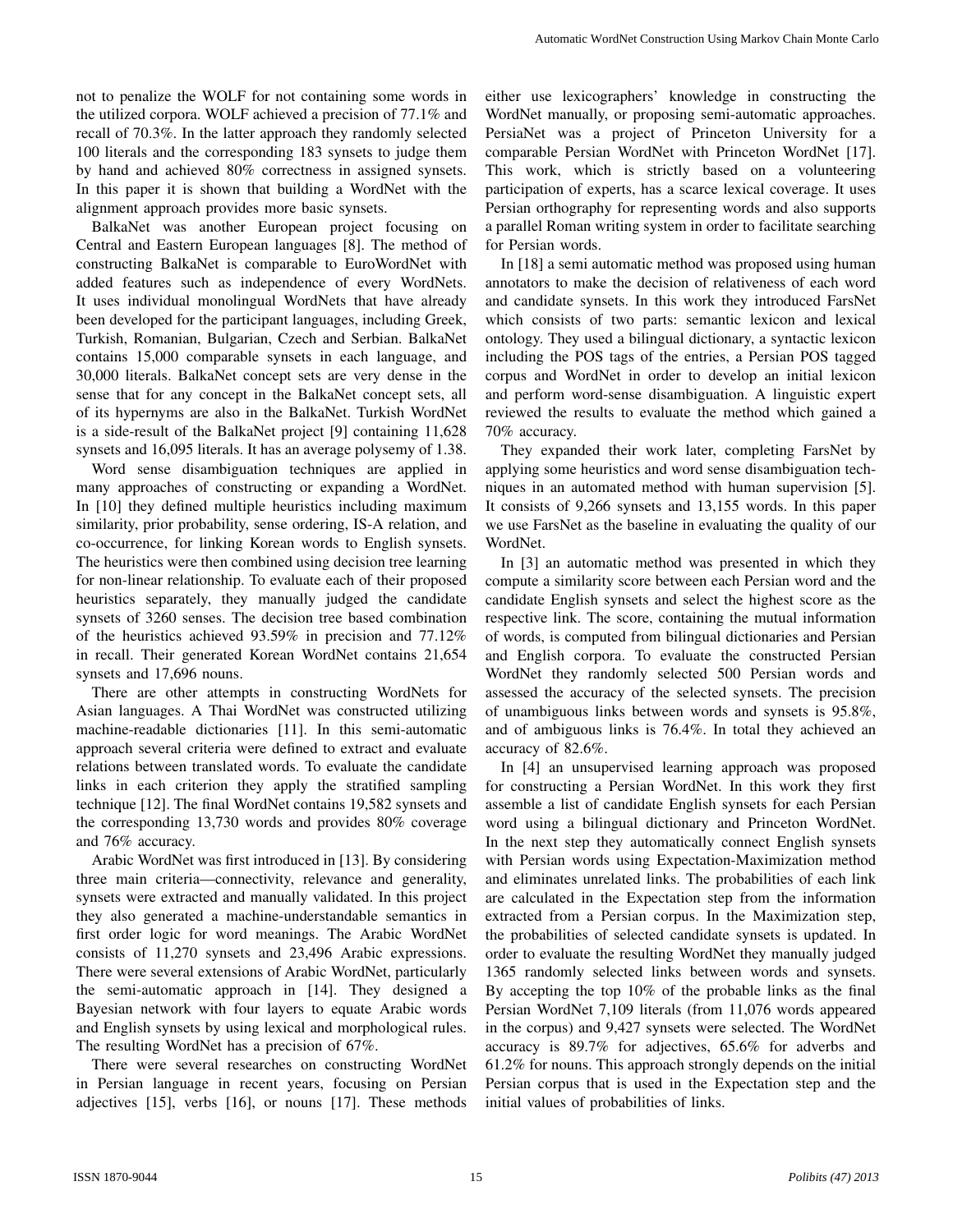not to penalize the WOLF for not containing some words in the utilized corpora. WOLF achieved a precision of 77.1% and recall of 70.3%. In the latter approach they randomly selected 100 literals and the corresponding 183 synsets to judge them by hand and achieved 80% correctness in assigned synsets. In this paper it is shown that building a WordNet with the alignment approach provides more basic synsets.

BalkaNet was another European project focusing on Central and Eastern European languages [8]. The method of constructing BalkaNet is comparable to EuroWordNet with added features such as independence of every WordNets. It uses individual monolingual WordNets that have already been developed for the participant languages, including Greek, Turkish, Romanian, Bulgarian, Czech and Serbian. BalkaNet contains 15,000 comparable synsets in each language, and 30,000 literals. BalkaNet concept sets are very dense in the sense that for any concept in the BalkaNet concept sets, all of its hypernyms are also in the BalkaNet. Turkish WordNet is a side-result of the BalkaNet project [9] containing 11,628 synsets and 16,095 literals. It has an average polysemy of 1.38.

Word sense disambiguation techniques are applied in many approaches of constructing or expanding a WordNet. In [10] they defined multiple heuristics including maximum similarity, prior probability, sense ordering, IS-A relation, and co-occurrence, for linking Korean words to English synsets. The heuristics were then combined using decision tree learning for non-linear relationship. To evaluate each of their proposed heuristics separately, they manually judged the candidate synsets of 3260 senses. The decision tree based combination of the heuristics achieved 93.59% in precision and 77.12% in recall. Their generated Korean WordNet contains 21,654 synsets and 17,696 nouns.

There are other attempts in constructing WordNets for Asian languages. A Thai WordNet was constructed utilizing machine-readable dictionaries [11]. In this semi-automatic approach several criteria were defined to extract and evaluate relations between translated words. To evaluate the candidate links in each criterion they apply the stratified sampling technique [12]. The final WordNet contains 19,582 synsets and the corresponding 13,730 words and provides 80% coverage and 76% accuracy.

Arabic WordNet was first introduced in [13]. By considering three main criteria—connectivity, relevance and generality, synsets were extracted and manually validated. In this project they also generated a machine-understandable semantics in first order logic for word meanings. The Arabic WordNet consists of 11,270 synsets and 23,496 Arabic expressions. There were several extensions of Arabic WordNet, particularly the semi-automatic approach in [14]. They designed a Bayesian network with four layers to equate Arabic words and English synsets by using lexical and morphological rules. The resulting WordNet has a precision of 67%.

There were several researches on constructing WordNet in Persian language in recent years, focusing on Persian adjectives [15], verbs [16], or nouns [17]. These methods either use lexicographers' knowledge in constructing the WordNet manually, or proposing semi-automatic approaches. PersiaNet was a project of Princeton University for a comparable Persian WordNet with Princeton WordNet [17]. This work, which is strictly based on a volunteering participation of experts, has a scarce lexical coverage. It uses Persian orthography for representing words and also supports a parallel Roman writing system in order to facilitate searching for Persian words.

In [18] a semi automatic method was proposed using human annotators to make the decision of relativeness of each word and candidate synsets. In this work they introduced FarsNet which consists of two parts: semantic lexicon and lexical ontology. They used a bilingual dictionary, a syntactic lexicon including the POS tags of the entries, a Persian POS tagged corpus and WordNet in order to develop an initial lexicon and perform word-sense disambiguation. A linguistic expert reviewed the results to evaluate the method which gained a 70% accuracy.

They expanded their work later, completing FarsNet by applying some heuristics and word sense disambiguation techniques in an automated method with human supervision [5]. It consists of 9,266 synsets and 13,155 words. In this paper we use FarsNet as the baseline in evaluating the quality of our WordNet.

In [3] an automatic method was presented in which they compute a similarity score between each Persian word and the candidate English synsets and select the highest score as the respective link. The score, containing the mutual information of words, is computed from bilingual dictionaries and Persian and English corpora. To evaluate the constructed Persian WordNet they randomly selected 500 Persian words and assessed the accuracy of the selected synsets. The precision of unambiguous links between words and synsets is 95.8%, and of ambiguous links is 76.4%. In total they achieved an accuracy of 82.6%.

In [4] an unsupervised learning approach was proposed for constructing a Persian WordNet. In this work they first assemble a list of candidate English synsets for each Persian word using a bilingual dictionary and Princeton WordNet. In the next step they automatically connect English synsets with Persian words using Expectation-Maximization method and eliminates unrelated links. The probabilities of each link are calculated in the Expectation step from the information extracted from a Persian corpus. In the Maximization step, the probabilities of selected candidate synsets is updated. In order to evaluate the resulting WordNet they manually judged 1365 randomly selected links between words and synsets. By accepting the top 10% of the probable links as the final Persian WordNet 7,109 literals (from 11,076 words appeared in the corpus) and 9,427 synsets were selected. The WordNet accuracy is 89.7% for adjectives, 65.6% for adverbs and 61.2% for nouns. This approach strongly depends on the initial Persian corpus that is used in the Expectation step and the initial values of probabilities of links.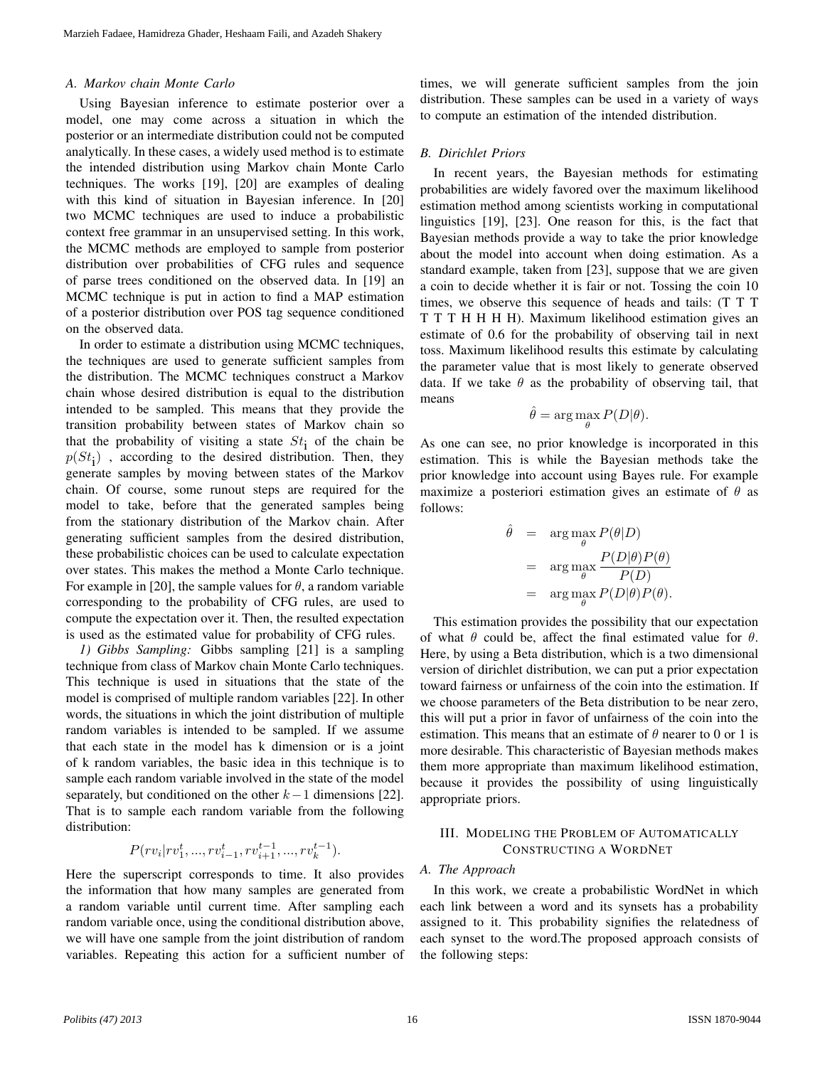### A. Markov chain Monte Carlo

Using Bayesian inference to estimate posterior over a model, one may come across a situation in which the posterior or an intermediate distribution could not be computed analytically. In these cases, a widely used method is to estimate the intended distribution using Markov chain Monte Carlo techniques. The works [19], [20] are examples of dealing with this kind of situation in Bayesian inference. In [20] two MCMC techniques are used to induce a probabilistic context free grammar in an unsupervised setting. In this work, the MCMC methods are employed to sample from posterior distribution over probabilities of CFG rules and sequence of parse trees conditioned on the observed data. In [19] an MCMC technique is put in action to find a MAP estimation of a posterior distribution over POS tag sequence conditioned on the observed data.

In order to estimate a distribution using MCMC techniques, the techniques are used to generate sufficient samples from the distribution. The MCMC techniques construct a Markov chain whose desired distribution is equal to the distribution intended to be sampled. This means that they provide the transition probability between states of Markov chain so that the probability of visiting a state $St_{\mathbf{i}}$ of the chain be $p(St_{\mathbf{i}})$ , according to the desired distribution. Then, they generate samples by moving between states of the Markov chain. Of course, some runout steps are required for the model to take, before that the generated samples being from the stationary distribution of the Markov chain. After generating sufficient samples from the desired distribution, these probabilistic choices can be used to calculate expectation over states. This makes the method a Monte Carlo technique. For example in [20], the sample values for $\theta$, a random variable corresponding to the probability of CFG rules, are used to compute the expectation over it. Then, the resulted expectation is used as the estimated value for probability of CFG rules.

*1) Gibbs Sampling:* Gibbs sampling [21] is a sampling technique from class of Markov chain Monte Carlo techniques. This technique is used in situations that the state of the model is comprised of multiple random variables [22]. In other words, the situations in which the joint distribution of multiple random variables is intended to be sampled. If we assume that each state in the model has k dimension or is a joint of k random variables, the basic idea in this technique is to sample each random variable involved in the state of the model separately, but conditioned on the other $k-1$ dimensions [22]. That is to sample each random variable from the following distribution:

$$P(rv_i|rv_1^t, ..., rv_{i-1}^t, rv_{i+1}^{t-1}, ..., rv_k^{t-1}).$$

Here the superscript corresponds to time. It also provides the information that how many samples are generated from a random variable until current time. After sampling each random variable once, using the conditional distribution above, we will have one sample from the joint distribution of random variables. Repeating this action for a sufficient number of times, we will generate sufficient samples from the join distribution. These samples can be used in a variety of ways to compute an estimation of the intended distribution.

### B. Dirichlet Priors

In recent years, the Bayesian methods for estimating probabilities are widely favored over the maximum likelihood estimation method among scientists working in computational linguistics [19], [23]. One reason for this, is the fact that Bayesian methods provide a way to take the prior knowledge about the model into account when doing estimation. As a standard example, taken from [23], suppose that we are given a coin to decide whether it is fair or not. Tossing the coin 10 times, we observe this sequence of heads and tails: (T T T T T T H H H H). Maximum likelihood estimation gives an estimate of 0.6 for the probability of observing tail in next toss. Maximum likelihood results this estimate by calculating the parameter value that is most likely to generate observed data. If we take $\theta$ as the probability of observing tail, that means

$$\hat{\theta} = \arg\max_{\theta} P(D|\theta).$$

As one can see, no prior knowledge is incorporated in this estimation. This is while the Bayesian methods take the prior knowledge into account using Bayes rule. For example maximize a posteriori estimation gives an estimate of $\theta$ as follows:

$$\begin{aligned}
\hat{\theta} &= \arg\max_{\theta} P(\theta|D) \\
&= \arg\max_{\theta} \frac{P(D|\theta)P(\theta)}{P(D)} \\
&= \arg\max_{\theta} P(D|\theta)P(\theta).
\end{aligned}$$

This estimation provides the possibility that our expectation of what $\theta$ could be, affect the final estimated value for $\theta$. Here, by using a Beta distribution, which is a two dimensional version of dirichlet distribution, we can put a prior expectation toward fairness or unfairness of the coin into the estimation. If we choose parameters of the Beta distribution to be near zero, this will put a prior in favor of unfairness of the coin into the estimation. This means that an estimate of $\theta$ nearer to 0 or 1 is more desirable. This characteristic of Bayesian methods makes them more appropriate than maximum likelihood estimation, because it provides the possibility of using linguistically appropriate priors.

## III. Modeling the Problem of Automatically Constructing a WordNet

### A. The Approach

In this work, we create a probabilistic WordNet in which each link between a word and its synsets has a probability assigned to it. This probability signifies the relatedness of each synset to the word.The proposed approach consists of the following steps: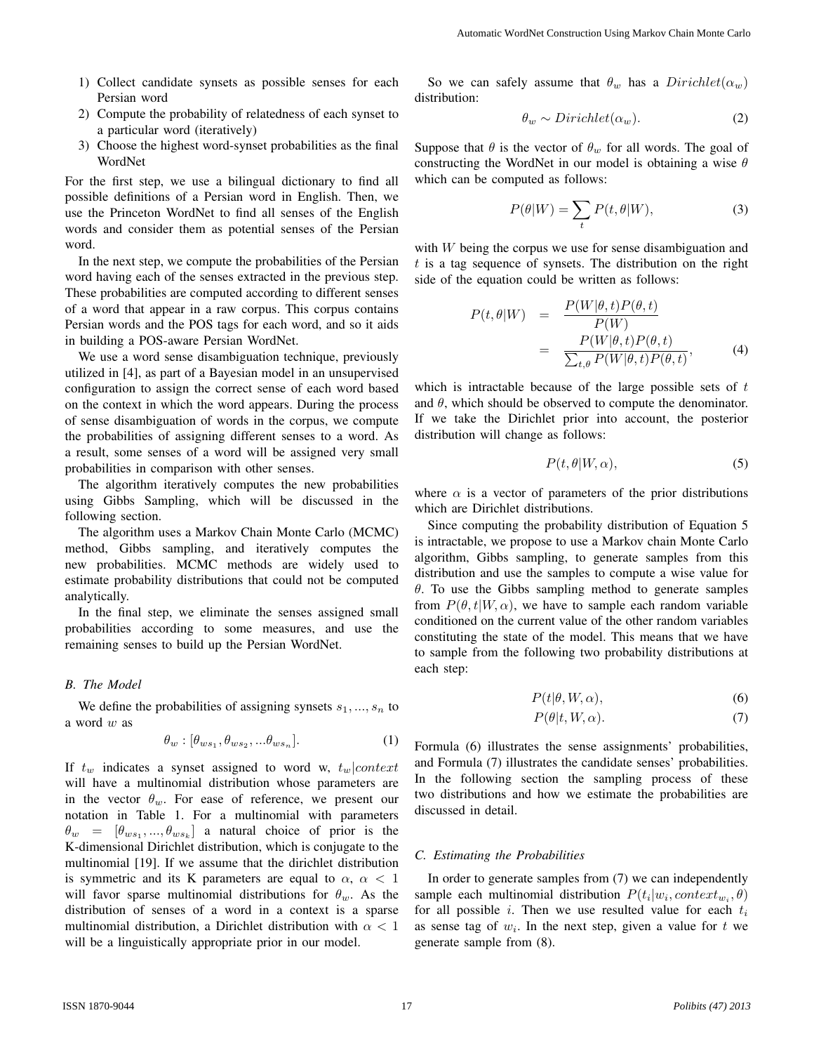1) Collect candidate synsets as possible senses for each Persian word
2) Compute the probability of relatedness of each synset to a particular word (iteratively)
3) Choose the highest word-synset probabilities as the final WordNet

For the first step, we use a bilingual dictionary to find all possible definitions of a Persian word in English. Then, we use the Princeton WordNet to find all senses of the English words and consider them as potential senses of the Persian word.

In the next step, we compute the probabilities of the Persian word having each of the senses extracted in the previous step. These probabilities are computed according to different senses of a word that appear in a raw corpus. This corpus contains Persian words and the POS tags for each word, and so it aids in building a POS-aware Persian WordNet.

We use a word sense disambiguation technique, previously utilized in [4], as part of a Bayesian model in an unsupervised configuration to assign the correct sense of each word based on the context in which the word appears. During the process of sense disambiguation of words in the corpus, we compute the probabilities of assigning different senses to a word. As a result, some senses of a word will be assigned very small probabilities in comparison with other senses.

The algorithm iteratively computes the new probabilities using Gibbs Sampling, which will be discussed in the following section.

The algorithm uses a Markov Chain Monte Carlo (MCMC) method, Gibbs sampling, and iteratively computes the new probabilities. MCMC methods are widely used to estimate probability distributions that could not be computed analytically.

In the final step, we eliminate the senses assigned small probabilities according to some measures, and use the remaining senses to build up the Persian WordNet.

### B. The Model

We define the probabilities of assigning synsets $s_1, ..., s_n$ to a word $w$ as

$$\theta_w : [\theta_{ws_1}, \theta_{ws_2}, ...\theta_{ws_n}]. \tag{1}$$

If $t_w$ indicates a synset assigned to word w, $t_w|context$ will have a multinomial distribution whose parameters are in the vector $\theta_w$. For ease of reference, we present our notation in Table 1. For a multinomial with parameters $\theta_w = [\theta_{ws_1}, ..., \theta_{ws_k}]$ a natural choice of prior is the K-dimensional Dirichlet distribution, which is conjugate to the multinomial [19]. If we assume that the dirichlet distribution is symmetric and its K parameters are equal to $\alpha$, $\alpha < 1$ will favor sparse multinomial distributions for $\theta_w$. As the distribution of senses of a word in a context is a sparse multinomial distribution, a Dirichlet distribution with $\alpha < 1$ will be a linguistically appropriate prior in our model.

So we can safely assume that $\theta_w$ has a $Dirichlet(\alpha_w)$ distribution:

$$\theta_w \sim Dirichlet(\alpha_w). \tag{2}$$

Suppose that $\theta$ is the vector of $\theta_w$ for all words. The goal of constructing the WordNet in our model is obtaining a wise $\theta$ which can be computed as follows:

$$P(\theta|W) = \sum_t P(t, \theta|W), \tag{3}$$

with $W$ being the corpus we use for sense disambiguation and $t$ is a tag sequence of synsets. The distribution on the right side of the equation could be written as follows:

$$\begin{aligned} P(t, \theta|W) &= \frac{P(W|\theta, t)P(\theta, t)}{P(W)} \\ &= \frac{P(W|\theta, t)P(\theta, t)}{\sum_{t,\theta} P(W|\theta, t)P(\theta, t)}, \end{aligned} \tag{4}$$

which is intractable because of the large possible sets of $t$ and $\theta$, which should be observed to compute the denominator. If we take the Dirichlet prior into account, the posterior distribution will change as follows:

$$P(t, \theta|W, \alpha), \tag{5}$$

where $\alpha$ is a vector of parameters of the prior distributions which are Dirichlet distributions.

Since computing the probability distribution of Equation 5 is intractable, we propose to use a Markov chain Monte Carlo algorithm, Gibbs sampling, to generate samples from this distribution and use the samples to compute a wise value for $\theta$. To use the Gibbs sampling method to generate samples from $P(\theta, t|W, \alpha)$, we have to sample each random variable conditioned on the current value of the other random variables constituting the state of the model. This means that we have to sample from the following two probability distributions at each step:

$$P(t|\theta, W, \alpha), \tag{6}$$

$$P(\theta|t, W, \alpha). \tag{7}$$

Formula (6) illustrates the sense assignments' probabilities, and Formula (7) illustrates the candidate senses' probabilities. In the following section the sampling process of these two distributions and how we estimate the probabilities are discussed in detail.

### C. Estimating the Probabilities

In order to generate samples from (7) we can independently sample each multinomial distribution $P(t_i|w_i, context_{w_i}, \theta)$ for all possible $i$. Then we use resulted value for each $t_i$ as sense tag of $w_i$. In the next step, given a value for $t$ we generate sample from (8).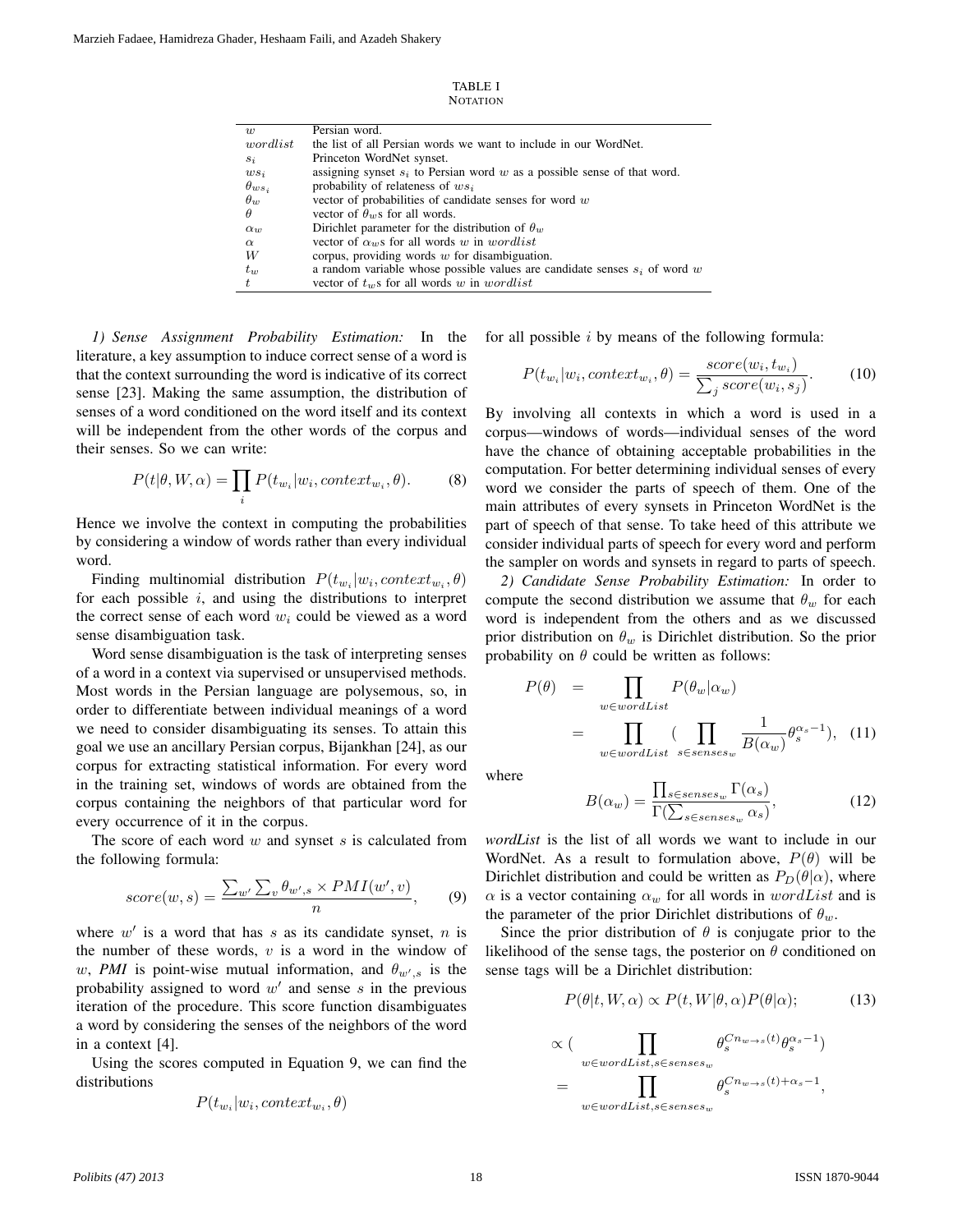TABLE I
NOTATION

| | |
|---|---|
| $w$ | Persian word. |
| $wordlist$ | the list of all Persian words we want to include in our WordNet. |
| $s_i$ | Princeton WordNet synset. |
| $ws_i$ | assigning synset $s_i$ to Persian word $w$ as a possible sense of that word. |
| $\theta_{ws_i}$ | probability of relateness of $ws_i$ |
| $\theta_w$ | vector of probabilities of candidate senses for word $w$ |
| $\theta$ | vector of $\theta_w$s for all words. |
| $\alpha_w$ | Dirichlet parameter for the distribution of $\theta_w$ |
| $\alpha$ | vector of $\alpha_w$s for all words $w$ in $wordlist$ |
| $W$ | corpus, providing words $w$ for disambiguation. |
| $t_w$ | a random variable whose possible values are candidate senses $s_i$ of word $w$ |
| $t$ | vector of $t_w$s for all words $w$ in $wordlist$ |

*1) Sense Assignment Probability Estimation:* In the literature, a key assumption to induce correct sense of a word is that the context surrounding the word is indicative of its correct sense [23]. Making the same assumption, the distribution of senses of a word conditioned on the word itself and its context will be independent from the other words of the corpus and their senses. So we can write:

$$P(t|\theta, W, \alpha) = \prod_i P(t_{w_i}|w_i, context_{w_i}, \theta). \tag{8}$$

Hence we involve the context in computing the probabilities by considering a window of words rather than every individual word.

Finding multinomial distribution $P(t_{w_i}|w_i, context_{w_i}, \theta)$ for each possible $i$, and using the distributions to interpret the correct sense of each word $w_i$ could be viewed as a word sense disambiguation task.

Word sense disambiguation is the task of interpreting senses of a word in a context via supervised or unsupervised methods. Most words in the Persian language are polysemous, so, in order to differentiate between individual meanings of a word we need to consider disambiguating its senses. To attain this goal we use an ancillary Persian corpus, Bijankhan [24], as our corpus for extracting statistical information. For every word in the training set, windows of words are obtained from the corpus containing the neighbors of that particular word for every occurrence of it in the corpus.

The score of each word $w$ and synset $s$ is calculated from the following formula:

$$score(w, s) = \frac{\sum_{w'} \sum_{v} \theta_{w',s} \times PMI(w', v)}{n}, \tag{9}$$

where $w'$ is a word that has $s$ as its candidate synset, $n$ is the number of these words, $v$ is a word in the window of $w$, *PMI* is point-wise mutual information, and $\theta_{w',s}$ is the probability assigned to word $w'$ and sense $s$ in the previous iteration of the procedure. This score function disambiguates a word by considering the senses of the neighbors of the word in a context [4].

Using the scores computed in Equation 9, we can find the distributions

$$P(t_{w_i}|w_i, context_{w_i}, \theta)$$

for all possible $i$ by means of the following formula:

$$P(t_{w_i}|w_i, context_{w_i}, \theta) = \frac{score(w_i, t_{w_i})}{\sum_j score(w_i, s_j)}. \tag{10}$$

By involving all contexts in which a word is used in a corpus—windows of words—individual senses of the word have the chance of obtaining acceptable probabilities in the computation. For better determining individual senses of every word we consider the parts of speech of them. One of the main attributes of every synsets in Princeton WordNet is the part of speech of that sense. To take heed of this attribute we consider individual parts of speech for every word and perform the sampler on words and synsets in regard to parts of speech.

*2) Candidate Sense Probability Estimation:* In order to compute the second distribution we assume that $\theta_w$ for each word is independent from the others and as we discussed prior distribution on $\theta_w$ is Dirichlet distribution. So the prior probability on $\theta$ could be written as follows:

$$\begin{aligned} P(\theta) &= \prod_{w \in wordList} P(\theta_w|\alpha_w) \\ &= \prod_{w \in wordList} \Big( \prod_{s \in senses_w} \frac{1}{B(\alpha_w)} \theta_s^{\alpha_s - 1} \Big), \end{aligned} \tag{11}$$

where

$$B(\alpha_w) = \frac{\prod_{s \in senses_w} \Gamma(\alpha_s)}{\Gamma(\sum_{s \in senses_w} \alpha_s)}, \tag{12}$$

*wordList* is the list of all words we want to include in our WordNet. As a result to formulation above, $P(\theta)$ will be Dirichlet distribution and could be written as $P_D(\theta|\alpha)$, where $\alpha$ is a vector containing $\alpha_w$ for all words in $wordList$ and is the parameter of the prior Dirichlet distributions of $\theta_w$.

Since the prior distribution of $\theta$ is conjugate prior to the likelihood of the sense tags, the posterior on $\theta$ conditioned on sense tags will be a Dirichlet distribution:

$$P(\theta|t, W, \alpha) \propto P(t, W|\theta, \alpha) P(\theta|\alpha); \tag{13}$$

$$\begin{aligned} &\propto \Big( \prod_{w \in wordList, s \in senses_w} \theta_s^{Cn_{w \to s}(t)} \theta_s^{\alpha_s - 1} \Big) \\ &= \prod_{w \in wordList, s \in senses_w} \theta_s^{Cn_{w \to s}(t) + \alpha_s - 1}, \end{aligned}$$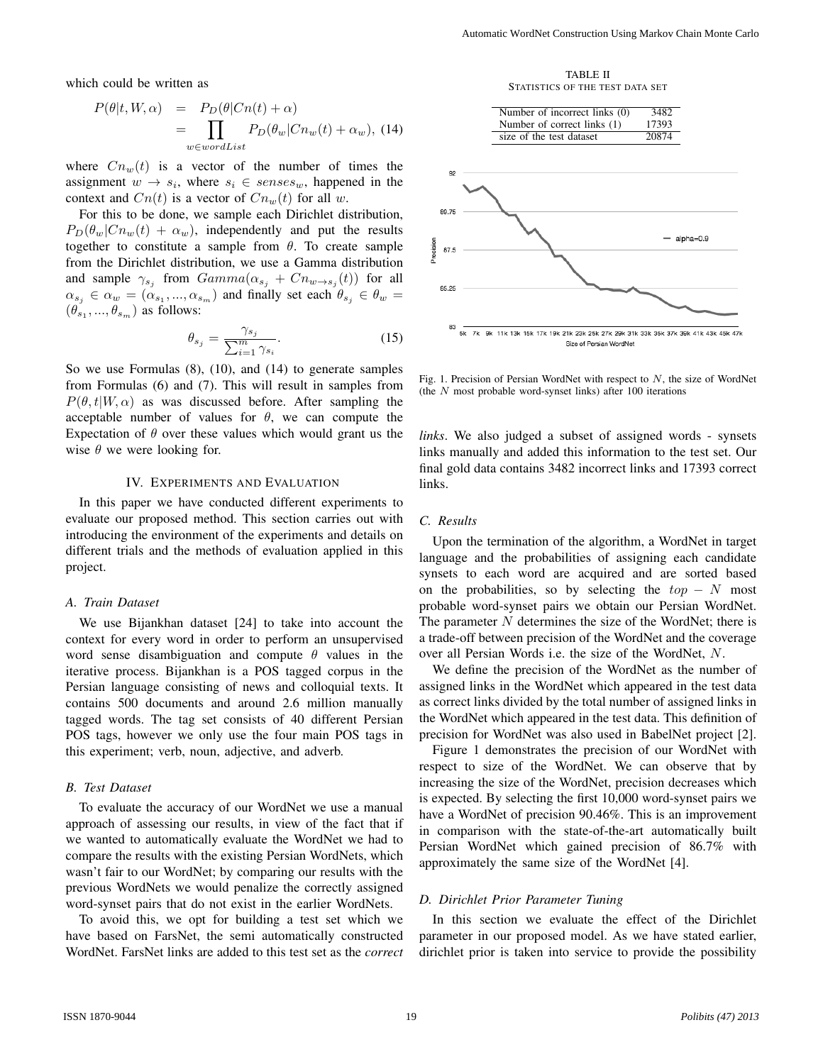which could be written as

$$
\begin{aligned}
P(\theta|t, W, \alpha) &= P_D(\theta|Cn(t) + \alpha) \\
&= \prod_{w \in wordList} P_D(\theta_w|Cn_w(t) + \alpha_w), \quad (14)
\end{aligned}
$$

where $Cn_w(t)$ is a vector of the number of times the assignment $w \to s_i$, where $s_i \in senses_w$, happened in the context and $Cn(t)$ is a vector of $Cn_w(t)$ for all $w$.

For this to be done, we sample each Dirichlet distribution, $P_D(\theta_w|Cn_w(t) + \alpha_w)$, independently and put the results together to constitute a sample from $\theta$. To create sample from the Dirichlet distribution, we use a Gamma distribution and sample $\gamma_{s_j}$ from $Gamma(\alpha_{s_j} + Cn_{w \to s_j}(t))$ for all $\alpha_{s_j} \in \alpha_w = (\alpha_{s_1}, ..., \alpha_{s_m})$ and finally set each $\theta_{s_j} \in \theta_w = (\theta_{s_1}, ..., \theta_{s_m})$ as follows:

$$
\theta_{s_j} = \frac{\gamma_{s_j}}{\sum_{i=1}^{m} \gamma_{s_i}}. \quad (15)
$$

So we use Formulas (8), (10), and (14) to generate samples from Formulas (6) and (7). This will result in samples from $P(\theta, t|W, \alpha)$ as was discussed before. After sampling the acceptable number of values for $\theta$, we can compute the Expectation of $\theta$ over these values which would grant us the wise $\theta$ we were looking for.

## IV. Experiments and Evaluation

In this paper we have conducted different experiments to evaluate our proposed method. This section carries out with introducing the environment of the experiments and details on different trials and the methods of evaluation applied in this project.

### A. Train Dataset

We use Bijankhan dataset [24] to take into account the context for every word in order to perform an unsupervised word sense disambiguation and compute $\theta$ values in the iterative process. Bijankhan is a POS tagged corpus in the Persian language consisting of news and colloquial texts. It contains 500 documents and around 2.6 million manually tagged words. The tag set consists of 40 different Persian POS tags, however we only use the four main POS tags in this experiment; verb, noun, adjective, and adverb.

### B. Test Dataset

To evaluate the accuracy of our WordNet we use a manual approach of assessing our results, in view of the fact that if we wanted to automatically evaluate the WordNet we had to compare the results with the existing Persian WordNets, which wasn't fair to our WordNet; by comparing our results with the previous WordNets we would penalize the correctly assigned word-synset pairs that do not exist in the earlier WordNets.

To avoid this, we opt for building a test set which we have based on FarsNet, the semi automatically constructed WordNet. FarsNet links are added to this test set as the *correct links*. We also judged a subset of assigned words - synsets links manually and added this information to the test set. Our final gold data contains 3482 incorrect links and 17393 correct links.

TABLE II
Statistics of the test data set

| | |
|---|---|
| Number of incorrect links (0) | 3482 |
| Number of correct links (1) | 17393 |
| size of the test dataset | 20874 |

Fig. 1. Precision of Persian WordNet with respect to $N$, the size of WordNet (the $N$ most probable word-synset links) after 100 iterations

### C. Results

Upon the termination of the algorithm, a WordNet in target language and the probabilities of assigning each candidate synsets to each word are acquired and are sorted based on the probabilities, so by selecting the $top - N$ most probable word-synset pairs we obtain our Persian WordNet. The parameter $N$ determines the size of the WordNet; there is a trade-off between precision of the WordNet and the coverage over all Persian Words i.e. the size of the WordNet, $N$.

We define the precision of the WordNet as the number of assigned links in the WordNet which appeared in the test data as correct links divided by the total number of assigned links in the WordNet which appeared in the test data. This definition of precision for WordNet was also used in BabelNet project [2].

Figure 1 demonstrates the precision of our WordNet with respect to size of the WordNet. We can observe that by increasing the size of the WordNet, precision decreases which is expected. By selecting the first 10,000 word-synset pairs we have a WordNet of precision 90.46%. This is an improvement in comparison with the state-of-the-art automatically built Persian WordNet which gained precision of 86.7% with approximately the same size of the WordNet [4].

### D. Dirichlet Prior Parameter Tuning

In this section we evaluate the effect of the Dirichlet parameter in our proposed model. As we have stated earlier, dirichlet prior is taken into service to provide the possibility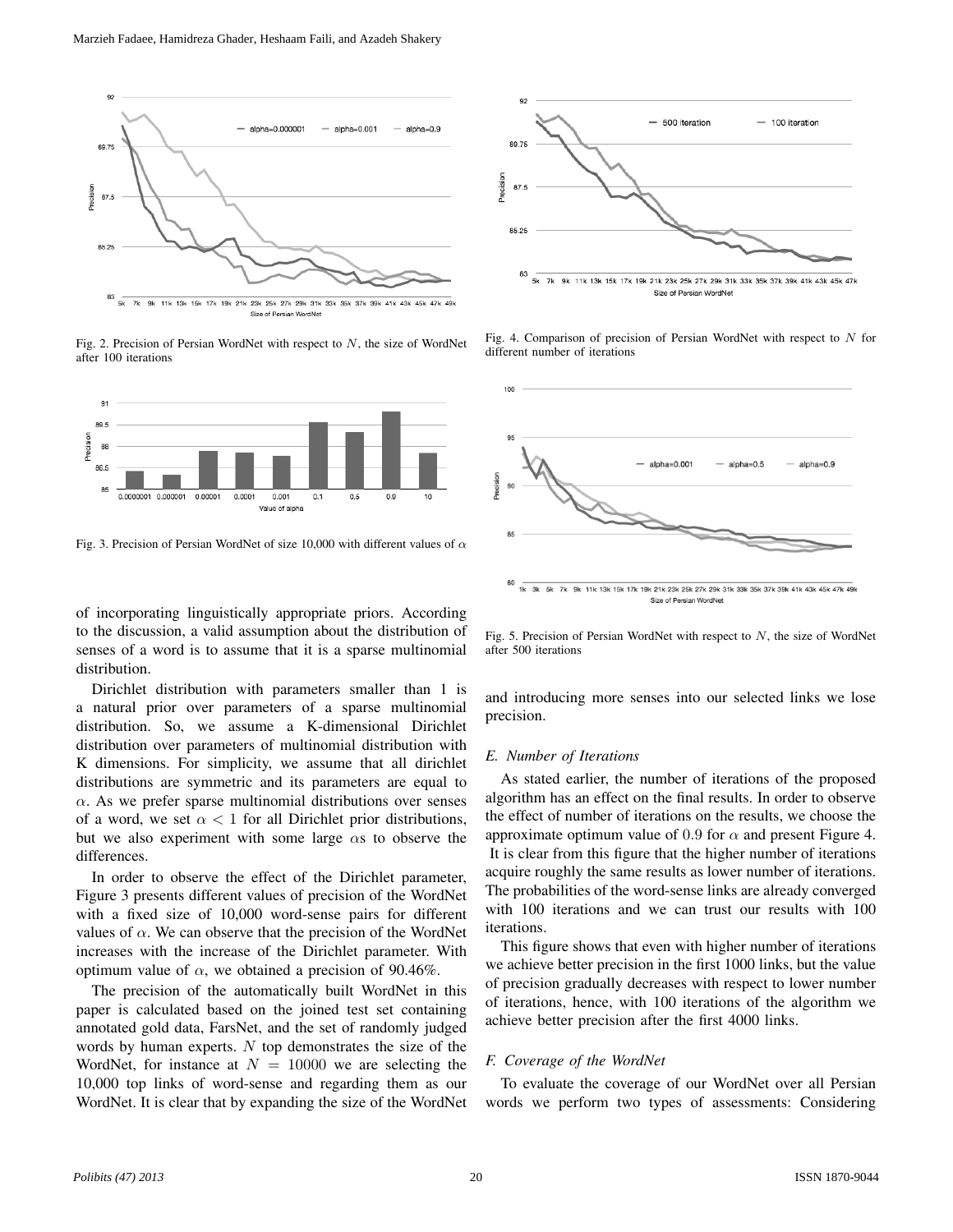Fig. 2. Precision of Persian WordNet with respect to $N$, the size of WordNet after 100 iterations

Fig. 3. Precision of Persian WordNet of size 10,000 with different values of $\alpha$

of incorporating linguistically appropriate priors. According to the discussion, a valid assumption about the distribution of senses of a word is to assume that it is a sparse multinomial distribution.

Dirichlet distribution with parameters smaller than 1 is a natural prior over parameters of a sparse multinomial distribution. So, we assume a K-dimensional Dirichlet distribution over parameters of multinomial distribution with K dimensions. For simplicity, we assume that all dirichlet distributions are symmetric and its parameters are equal to $\alpha$. As we prefer sparse multinomial distributions over senses of a word, we set $\alpha < 1$ for all Dirichlet prior distributions, but we also experiment with some large $\alpha$s to observe the differences.

In order to observe the effect of the Dirichlet parameter, Figure 3 presents different values of precision of the WordNet with a fixed size of 10,000 word-sense pairs for different values of $\alpha$. We can observe that the precision of the WordNet increases with the increase of the Dirichlet parameter. With optimum value of $\alpha$, we obtained a precision of 90.46%.

The precision of the automatically built WordNet in this paper is calculated based on the joined test set containing annotated gold data, FarsNet, and the set of randomly judged words by human experts. $N$ top demonstrates the size of the WordNet, for instance at $N = 10000$ we are selecting the 10,000 top links of word-sense and regarding them as our WordNet. It is clear that by expanding the size of the WordNet and introducing more senses into our selected links we lose precision.

Fig. 4. Comparison of precision of Persian WordNet with respect to $N$ for different number of iterations

Fig. 5. Precision of Persian WordNet with respect to $N$, the size of WordNet after 500 iterations

### E. Number of Iterations

As stated earlier, the number of iterations of the proposed algorithm has an effect on the final results. In order to observe the effect of number of iterations on the results, we choose the approximate optimum value of 0.9 for $\alpha$ and present Figure 4. It is clear from this figure that the higher number of iterations acquire roughly the same results as lower number of iterations. The probabilities of the word-sense links are already converged with 100 iterations and we can trust our results with 100 iterations.

This figure shows that even with higher number of iterations we achieve better precision in the first 1000 links, but the value of precision gradually decreases with respect to lower number of iterations, hence, with 100 iterations of the algorithm we achieve better precision after the first 4000 links.

### F. Coverage of the WordNet

To evaluate the coverage of our WordNet over all Persian words we perform two types of assessments: Considering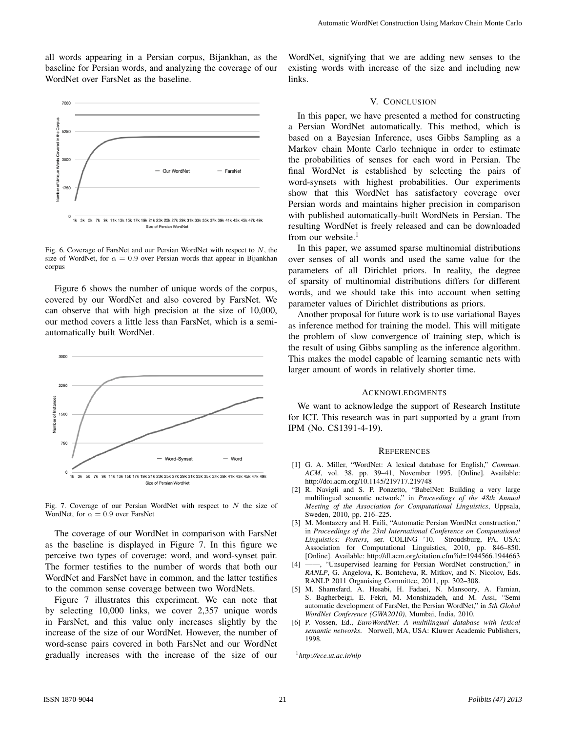all words appearing in a Persian corpus, Bijankhan, as the baseline for Persian words, and analyzing the coverage of our WordNet over FarsNet as the baseline.

Fig. 6. Coverage of FarsNet and our Persian WordNet with respect to $N$, the size of WordNet, for $\alpha = 0.9$ over Persian words that appear in Bijankhan corpus

Figure 6 shows the number of unique words of the corpus, covered by our WordNet and also covered by FarsNet. We can observe that with high precision at the size of 10,000, our method covers a little less than FarsNet, which is a semi-automatically built WordNet.

Fig. 7. Coverage of our Persian WordNet with respect to $N$ the size of WordNet, for $\alpha = 0.9$ over FarsNet

The coverage of our WordNet in comparison with FarsNet as the baseline is displayed in Figure 7. In this figure we perceive two types of coverage: word, and word-synset pair. The former testifies to the number of words that both our WordNet and FarsNet have in common, and the latter testifies to the common sense coverage between two WordNets.

Figure 7 illustrates this experiment. We can note that by selecting 10,000 links, we cover 2,357 unique words in FarsNet, and this value only increases slightly by the increase of the size of our WordNet. However, the number of word-sense pairs covered in both FarsNet and our WordNet gradually increases with the increase of the size of our WordNet, signifying that we are adding new senses to the existing words with increase of the size and including new links.

## V. Conclusion

In this paper, we have presented a method for constructing a Persian WordNet automatically. This method, which is based on a Bayesian Inference, uses Gibbs Sampling as a Markov chain Monte Carlo technique in order to estimate the probabilities of senses for each word in Persian. The final WordNet is established by selecting the pairs of word-synsets with highest probabilities. Our experiments show that this WordNet has satisfactory coverage over Persian words and maintains higher precision in comparison with published automatically-built WordNets in Persian. The resulting WordNet is freely released and can be downloaded from our website.[1]

In this paper, we assumed sparse multinomial distributions over senses of all words and used the same value for the parameters of all Dirichlet priors. In reality, the degree of sparsity of multinomial distributions differs for different words, and we should take this into account when setting parameter values of Dirichlet distributions as priors.

Another proposal for future work is to use variational Bayes as inference method for training the model. This will mitigate the problem of slow convergence of training step, which is the result of using Gibbs sampling as the inference algorithm. This makes the model capable of learning semantic nets with larger amount of words in relatively shorter time.

## Acknowledgments

We want to acknowledge the support of Research Institute for ICT. This research was in part supported by a grant from IPM (No. CS1391-4-19).

## References

[1] G. A. Miller, "WordNet: A lexical database for English," *Commun. ACM*, vol. 38, pp. 39–41, November 1995. [Online]. Available: http://doi.acm.org/10.1145/219717.219748

[2] R. Navigli and S. P. Ponzetto, "BabelNet: Building a very large multilingual semantic network," in *Proceedings of the 48th Annual Meeting of the Association for Computational Linguistics*, Uppsala, Sweden, 2010, pp. 216–225.

[3] M. Montazery and H. Faili, "Automatic Persian WordNet construction," in *Proceedings of the 23rd International Conference on Computational Linguistics: Posters*, ser. COLING '10. Stroudsburg, PA, USA: Association for Computational Linguistics, 2010, pp. 846–850. [Online]. Available: http://dl.acm.org/citation.cfm?id=1944566.1944663

[4] ——, "Unsupervised learning for Persian WordNet construction," in *RANLP*, G. Angelova, K. Bontcheva, R. Mitkov, and N. Nicolov, Eds. RANLP 2011 Organising Committee, 2011, pp. 302–308.

[5] M. Shamsfard, A. Hesabi, H. Fadaei, N. Mansoory, A. Famian, S. Bagherbeigi, E. Fekri, M. Monshizadeh, and M. Assi, "Semi automatic development of FarsNet, the Persian WordNet," in *5th Global WordNet Conference (GWA2010)*, Mumbai, India, 2010.

[6] P. Vossen, Ed., *EuroWordNet: A multilingual database with lexical semantic networks*. Norwell, MA, USA: Kluwer Academic Publishers, 1998.

[1] *http://ece.ut.ac.ir/nlp*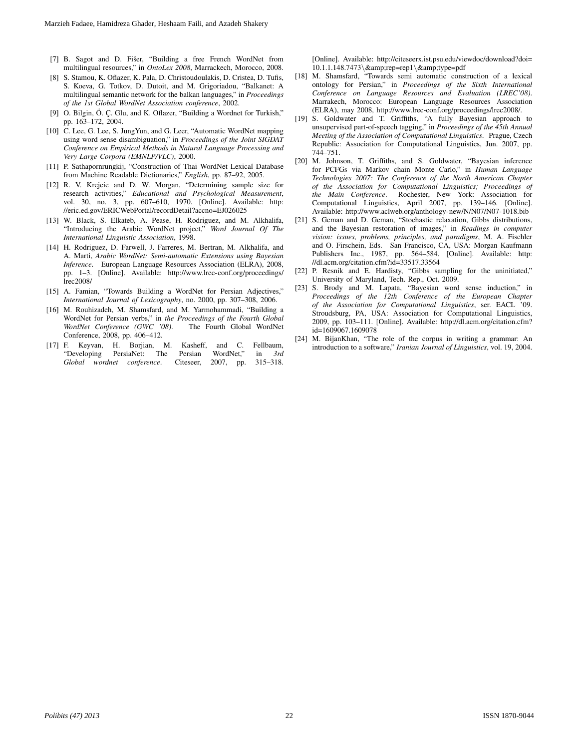[7] B. Sagot and D. Fišer, "Building a free French WordNet from multilingual resources," in *OntoLex 2008*, Marrackech, Morocco, 2008.

[8] S. Stamou, K. Oflazer, K. Pala, D. Christoudoulakis, D. Cristea, D. Tufis, S. Koeva, G. Totkov, D. Dutoit, and M. Grigoriadou, "Balkanet: A multilingual semantic network for the balkan languages," in *Proceedings of the 1st Global WordNet Association conference*, 2002.

[9] O. Bilgin, Ö. Ç. Glu, and K. Oflazer, "Building a Wordnet for Turkish," pp. 163–172, 2004.

[10] C. Lee, G. Lee, S. JungYun, and G. Leer, "Automatic WordNet mapping using word sense disambiguation," in *Proceedings of the Joint SIGDAT Conference on Empirical Methods in Natural Language Processing and Very Large Corpora (EMNLP/VLC)*, 2000.

[11] P. Sathapornrungkij, "Construction of Thai WordNet Lexical Database from Machine Readable Dictionaries," *English*, pp. 87–92, 2005.

[12] R. V. Krejcie and D. W. Morgan, "Determining sample size for research activities," *Educational and Psychological Measurement*, vol. 30, no. 3, pp. 607–610, 1970. [Online]. Available: http://eric.ed.gov/ERICWebPortal/recordDetail?accno=EJ026025

[13] W. Black, S. Elkateb, A. Pease, H. Rodriguez, and M. Alkhalifa, "Introducing the Arabic WordNet project," *Word Journal Of The International Linguistic Association*, 1998.

[14] H. Rodriguez, D. Farwell, J. Farreres, M. Bertran, M. Alkhalifa, and A. Marti, *Arabic WordNet: Semi-automatic Extensions using Bayesian Inference*. European Language Resources Association (ELRA), 2008, pp. 1–3. [Online]. Available: http://www.lrec-conf.org/proceedings/lrec2008/

[15] A. Famian, "Towards Building a WordNet for Persian Adjectives," *International Journal of Lexicography*, no. 2000, pp. 307–308, 2006.

[16] M. Rouhizadeh, M. Shamsfard, and M. Yarmohammadi, "Building a WordNet for Persian verbs," in *the Proceedings of the Fourth Global WordNet Conference (GWC '08)*. The Fourth Global WordNet Conference, 2008, pp. 406–412.

[17] F. Keyvan, H. Borjian, M. Kasheff, and C. Fellbaum, "Developing PersiaNet: The Persian WordNet," in *3rd Global wordnet conference*. Citeseer, 2007, pp. 315–318. [Online]. Available: http://citeseerx.ist.psu.edu/viewdoc/download?doi=10.1.1.148.7473\&amp;rep=rep1\&amp;type=pdf

[18] M. Shamsfard, "Towards semi automatic construction of a lexical ontology for Persian," in *Proceedings of the Sixth International Conference on Language Resources and Evaluation (LREC'08)*. Marrakech, Morocco: European Language Resources Association (ELRA), may 2008, http://www.lrec-conf.org/proceedings/lrec2008/.

[19] S. Goldwater and T. Griffiths, "A fully Bayesian approach to unsupervised part-of-speech tagging," in *Proceedings of the 45th Annual Meeting of the Association of Computational Linguistics*. Prague, Czech Republic: Association for Computational Linguistics, Jun. 2007, pp. 744–751.

[20] M. Johnson, T. Griffiths, and S. Goldwater, "Bayesian inference for PCFGs via Markov chain Monte Carlo," in *Human Language Technologies 2007: The Conference of the North American Chapter of the Association for Computational Linguistics; Proceedings of the Main Conference*. Rochester, New York: Association for Computational Linguistics, April 2007, pp. 139–146. [Online]. Available: http://www.aclweb.org/anthology-new/N/N07/N07-1018.bib

[21] S. Geman and D. Geman, "Stochastic relaxation, Gibbs distributions, and the Bayesian restoration of images," in *Readings in computer vision: issues, problems, principles, and paradigms*, M. A. Fischler and O. Firschein, Eds. San Francisco, CA, USA: Morgan Kaufmann Publishers Inc., 1987, pp. 564–584. [Online]. Available: http://dl.acm.org/citation.cfm?id=33517.33564

[22] P. Resnik and E. Hardisty, "Gibbs sampling for the uninitiated," University of Maryland, Tech. Rep., Oct. 2009.

[23] S. Brody and M. Lapata, "Bayesian word sense induction," in *Proceedings of the 12th Conference of the European Chapter of the Association for Computational Linguistics*, ser. EACL '09. Stroudsburg, PA, USA: Association for Computational Linguistics, 2009, pp. 103–111. [Online]. Available: http://dl.acm.org/citation.cfm?id=1609067.1609078

[24] M. BijanKhan, "The role of the corpus in writing a grammar: An introduction to a software," *Iranian Journal of Linguistics*, vol. 19, 2004.